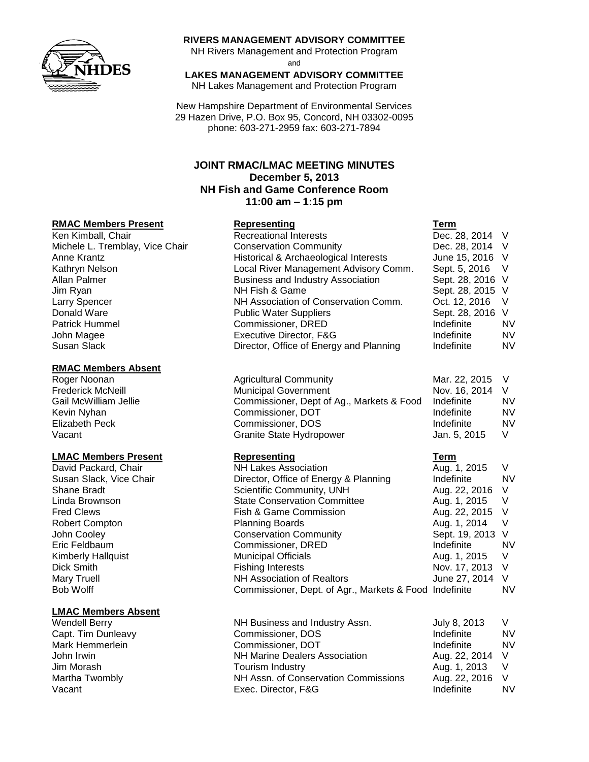**RIVERS MANAGEMENT ADVISORY COMMITTEE**
NH Rivers Management and Protection Program
and
**LAKES MANAGEMENT ADVISORY COMMITTEE**
NH Lakes Management and Protection Program

New Hampshire Department of Environmental Services
29 Hazen Drive, P.O. Box 95, Concord, NH 03302-0095
phone: 603-271-2959 fax: 603-271-7894

# JOINT RMAC/LMAC MEETING MINUTES
## December 5, 2013
## NH Fish and Game Conference Room
## 11:00 am – 1:15 pm

| RMAC Members Present | Representing | Term | |
|---|---|---|---|
| Ken Kimball, Chair | Recreational Interests | Dec. 28, 2014 | V |
| Michele L. Tremblay, Vice Chair | Conservation Community | Dec. 28, 2014 | V |
| Anne Krantz | Historical & Archaeological Interests | June 15, 2016 | V |
| Kathryn Nelson | Local River Management Advisory Comm. | Sept. 5, 2016 | V |
| Allan Palmer | Business and Industry Association | Sept. 28, 2016 | V |
| Jim Ryan | NH Fish & Game | Sept. 28, 2015 | V |
| Larry Spencer | NH Association of Conservation Comm. | Oct. 12, 2016 | V |
| Donald Ware | Public Water Suppliers | Sept. 28, 2016 | V |
| Patrick Hummel | Commissioner, DRED | Indefinite | NV |
| John Magee | Executive Director, F&G | Indefinite | NV |
| Susan Slack | Director, Office of Energy and Planning | Indefinite | NV |

| RMAC Members Absent | | | |
|---|---|---|---|
| Roger Noonan | Agricultural Community | Mar. 22, 2015 | V |
| Frederick McNeill | Municipal Government | Nov. 16, 2014 | V |
| Gail McWilliam Jellie | Commissioner, Dept of Ag., Markets & Food | Indefinite | NV |
| Kevin Nyhan | Commissioner, DOT | Indefinite | NV |
| Elizabeth Peck | Commissioner, DOS | Indefinite | NV |
| Vacant | Granite State Hydropower | Jan. 5, 2015 | V |

| LMAC Members Present | Representing | Term | |
|---|---|---|---|
| David Packard, Chair | NH Lakes Association | Aug. 1, 2015 | V |
| Susan Slack, Vice Chair | Director, Office of Energy & Planning | Indefinite | NV |
| Shane Bradt | Scientific Community, UNH | Aug. 22, 2016 | V |
| Linda Brownson | State Conservation Committee | Aug. 1, 2015 | V |
| Fred Clews | Fish & Game Commission | Aug. 22, 2015 | V |
| Robert Compton | Planning Boards | Aug. 1, 2014 | V |
| John Cooley | Conservation Community | Sept. 19, 2013 | V |
| Eric Feldbaum | Commissioner, DRED | Indefinite | NV |
| Kimberly Hallquist | Municipal Officials | Aug. 1, 2015 | V |
| Dick Smith | Fishing Interests | Nov. 17, 2013 | V |
| Mary Truell | NH Association of Realtors | June 27, 2014 | V |
| Bob Wolff | Commissioner, Dept. of Agr., Markets & Food | Indefinite | NV |

| LMAC Members Absent | | | |
|---|---|---|---|
| Wendell Berry | NH Business and Industry Assn. | July 8, 2013 | V |
| Capt. Tim Dunleavy | Commissioner, DOS | Indefinite | NV |
| Mark Hemmerlein | Commissioner, DOT | Indefinite | NV |
| John Irwin | NH Marine Dealers Association | Aug. 22, 2014 | V |
| Jim Morash | Tourism Industry | Aug. 1, 2013 | V |
| Martha Twombly | NH Assn. of Conservation Commissions | Aug. 22, 2016 | V |
| Vacant | Exec. Director, F&G | Indefinite | NV |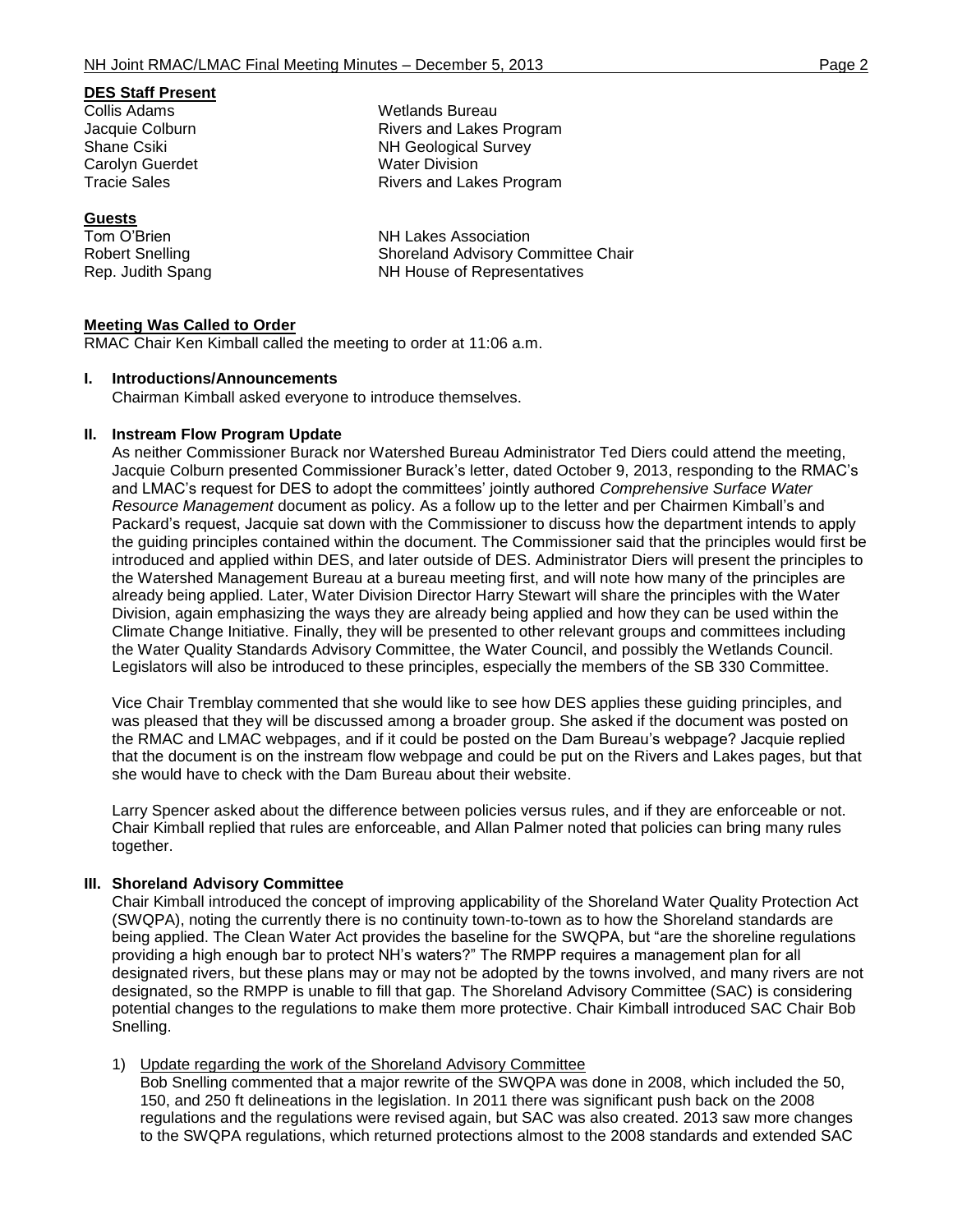**DES Staff Present**

| | |
|---|---|
| Collis Adams | Wetlands Bureau |
| Jacquie Colburn | Rivers and Lakes Program |
| Shane Csiki | NH Geological Survey |
| Carolyn Guerdet | Water Division |
| Tracie Sales | Rivers and Lakes Program |

**Guests**

| | |
|---|---|
| Tom O'Brien | NH Lakes Association |
| Robert Snelling | Shoreland Advisory Committee Chair |
| Rep. Judith Spang | NH House of Representatives |

**Meeting Was Called to Order**

RMAC Chair Ken Kimball called the meeting to order at 11:06 a.m.

**I. Introductions/Announcements**

Chairman Kimball asked everyone to introduce themselves.

**II. Instream Flow Program Update**

As neither Commissioner Burack nor Watershed Bureau Administrator Ted Diers could attend the meeting, Jacquie Colburn presented Commissioner Burack's letter, dated October 9, 2013, responding to the RMAC's and LMAC's request for DES to adopt the committees' jointly authored *Comprehensive Surface Water Resource Management* document as policy. As a follow up to the letter and per Chairmen Kimball's and Packard's request, Jacquie sat down with the Commissioner to discuss how the department intends to apply the guiding principles contained within the document. The Commissioner said that the principles would first be introduced and applied within DES, and later outside of DES. Administrator Diers will present the principles to the Watershed Management Bureau at a bureau meeting first, and will note how many of the principles are already being applied. Later, Water Division Director Harry Stewart will share the principles with the Water Division, again emphasizing the ways they are already being applied and how they can be used within the Climate Change Initiative. Finally, they will be presented to other relevant groups and committees including the Water Quality Standards Advisory Committee, the Water Council, and possibly the Wetlands Council. Legislators will also be introduced to these principles, especially the members of the SB 330 Committee.

Vice Chair Tremblay commented that she would like to see how DES applies these guiding principles, and was pleased that they will be discussed among a broader group. She asked if the document was posted on the RMAC and LMAC webpages, and if it could be posted on the Dam Bureau's webpage? Jacquie replied that the document is on the instream flow webpage and could be put on the Rivers and Lakes pages, but that she would have to check with the Dam Bureau about their website.

Larry Spencer asked about the difference between policies versus rules, and if they are enforceable or not. Chair Kimball replied that rules are enforceable, and Allan Palmer noted that policies can bring many rules together.

**III. Shoreland Advisory Committee**

Chair Kimball introduced the concept of improving applicability of the Shoreland Water Quality Protection Act (SWQPA), noting the currently there is no continuity town-to-town as to how the Shoreland standards are being applied. The Clean Water Act provides the baseline for the SWQPA, but "are the shoreline regulations providing a high enough bar to protect NH's waters?" The RMPP requires a management plan for all designated rivers, but these plans may or may not be adopted by the towns involved, and many rivers are not designated, so the RMPP is unable to fill that gap. The Shoreland Advisory Committee (SAC) is considering potential changes to the regulations to make them more protective. Chair Kimball introduced SAC Chair Bob Snelling.

1) Update regarding the work of the Shoreland Advisory Committee

   Bob Snelling commented that a major rewrite of the SWQPA was done in 2008, which included the 50, 150, and 250 ft delineations in the legislation. In 2011 there was significant push back on the 2008 regulations and the regulations were revised again, but SAC was also created. 2013 saw more changes to the SWQPA regulations, which returned protections almost to the 2008 standards and extended SAC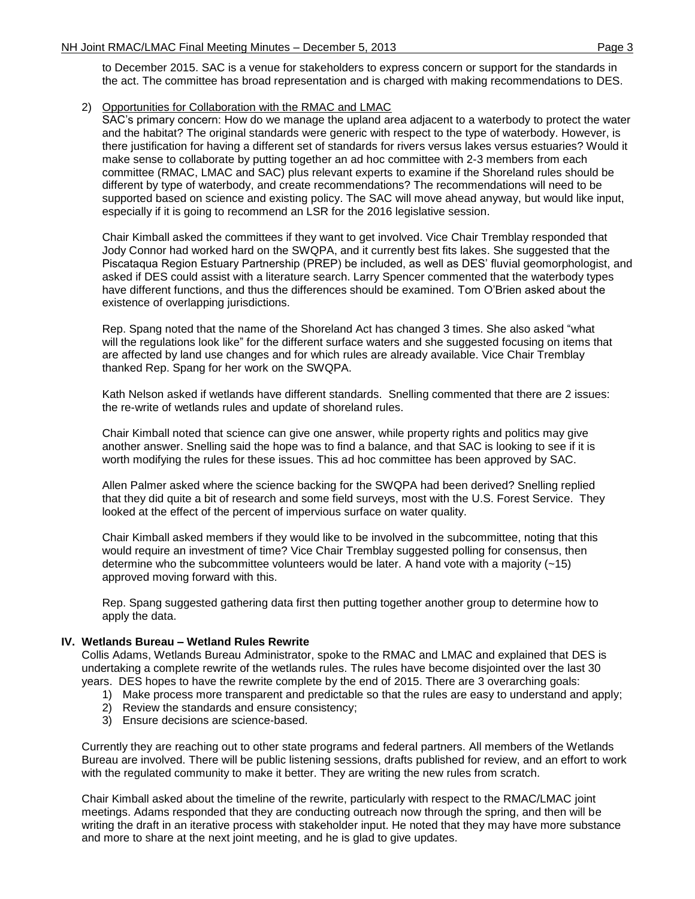to December 2015. SAC is a venue for stakeholders to express concern or support for the standards in the act. The committee has broad representation and is charged with making recommendations to DES.

2) Opportunities for Collaboration with the RMAC and LMAC

   SAC's primary concern: How do we manage the upland area adjacent to a waterbody to protect the water and the habitat? The original standards were generic with respect to the type of waterbody. However, is there justification for having a different set of standards for rivers versus lakes versus estuaries? Would it make sense to collaborate by putting together an ad hoc committee with 2-3 members from each committee (RMAC, LMAC and SAC) plus relevant experts to examine if the Shoreland rules should be different by type of waterbody, and create recommendations? The recommendations will need to be supported based on science and existing policy. The SAC will move ahead anyway, but would like input, especially if it is going to recommend an LSR for the 2016 legislative session.

   Chair Kimball asked the committees if they want to get involved. Vice Chair Tremblay responded that Jody Connor had worked hard on the SWQPA, and it currently best fits lakes. She suggested that the Piscataqua Region Estuary Partnership (PREP) be included, as well as DES' fluvial geomorphologist, and asked if DES could assist with a literature search. Larry Spencer commented that the waterbody types have different functions, and thus the differences should be examined. Tom O'Brien asked about the existence of overlapping jurisdictions.

   Rep. Spang noted that the name of the Shoreland Act has changed 3 times. She also asked "what will the regulations look like" for the different surface waters and she suggested focusing on items that are affected by land use changes and for which rules are already available. Vice Chair Tremblay thanked Rep. Spang for her work on the SWQPA.

   Kath Nelson asked if wetlands have different standards. Snelling commented that there are 2 issues: the re-write of wetlands rules and update of shoreland rules.

   Chair Kimball noted that science can give one answer, while property rights and politics may give another answer. Snelling said the hope was to find a balance, and that SAC is looking to see if it is worth modifying the rules for these issues. This ad hoc committee has been approved by SAC.

   Allen Palmer asked where the science backing for the SWQPA had been derived? Snelling replied that they did quite a bit of research and some field surveys, most with the U.S. Forest Service. They looked at the effect of the percent of impervious surface on water quality.

   Chair Kimball asked members if they would like to be involved in the subcommittee, noting that this would require an investment of time? Vice Chair Tremblay suggested polling for consensus, then determine who the subcommittee volunteers would be later. A hand vote with a majority (~15) approved moving forward with this.

   Rep. Spang suggested gathering data first then putting together another group to determine how to apply the data.

## IV. Wetlands Bureau – Wetland Rules Rewrite

Collis Adams, Wetlands Bureau Administrator, spoke to the RMAC and LMAC and explained that DES is undertaking a complete rewrite of the wetlands rules. The rules have become disjointed over the last 30 years. DES hopes to have the rewrite complete by the end of 2015. There are 3 overarching goals:

1) Make process more transparent and predictable so that the rules are easy to understand and apply;
2) Review the standards and ensure consistency;
3) Ensure decisions are science-based.

Currently they are reaching out to other state programs and federal partners. All members of the Wetlands Bureau are involved. There will be public listening sessions, drafts published for review, and an effort to work with the regulated community to make it better. They are writing the new rules from scratch.

Chair Kimball asked about the timeline of the rewrite, particularly with respect to the RMAC/LMAC joint meetings. Adams responded that they are conducting outreach now through the spring, and then will be writing the draft in an iterative process with stakeholder input. He noted that they may have more substance and more to share at the next joint meeting, and he is glad to give updates.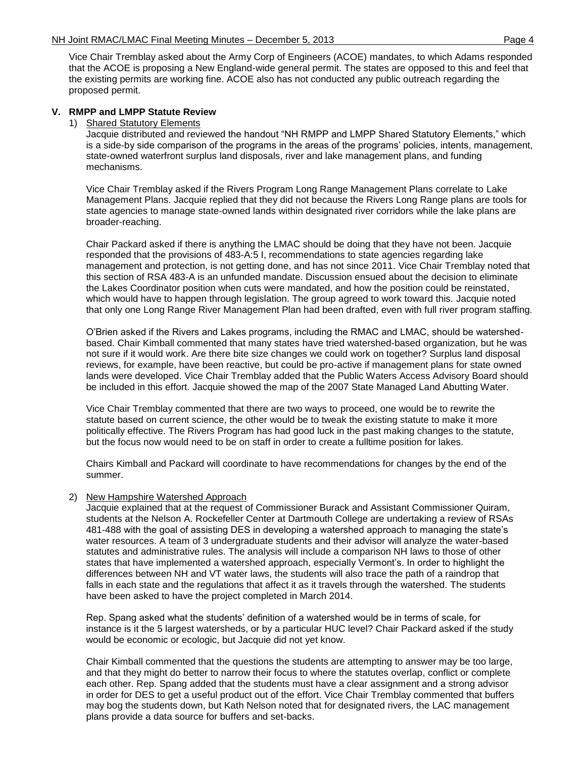Vice Chair Tremblay asked about the Army Corp of Engineers (ACOE) mandates, to which Adams responded that the ACOE is proposing a New England-wide general permit. The states are opposed to this and feel that the existing permits are working fine. ACOE also has not conducted any public outreach regarding the proposed permit.

## V. RMPP and LMPP Statute Review

1) Shared Statutory Elements

Jacquie distributed and reviewed the handout "NH RMPP and LMPP Shared Statutory Elements," which is a side-by side comparison of the programs in the areas of the programs' policies, intents, management, state-owned waterfront surplus land disposals, river and lake management plans, and funding mechanisms.

Vice Chair Tremblay asked if the Rivers Program Long Range Management Plans correlate to Lake Management Plans. Jacquie replied that they did not because the Rivers Long Range plans are tools for state agencies to manage state-owned lands within designated river corridors while the lake plans are broader-reaching.

Chair Packard asked if there is anything the LMAC should be doing that they have not been. Jacquie responded that the provisions of 483-A:5 I, recommendations to state agencies regarding lake management and protection, is not getting done, and has not since 2011. Vice Chair Tremblay noted that this section of RSA 483-A is an unfunded mandate. Discussion ensued about the decision to eliminate the Lakes Coordinator position when cuts were mandated, and how the position could be reinstated, which would have to happen through legislation. The group agreed to work toward this. Jacquie noted that only one Long Range River Management Plan had been drafted, even with full river program staffing.

O'Brien asked if the Rivers and Lakes programs, including the RMAC and LMAC, should be watershed-based. Chair Kimball commented that many states have tried watershed-based organization, but he was not sure if it would work. Are there bite size changes we could work on together? Surplus land disposal reviews, for example, have been reactive, but could be pro-active if management plans for state owned lands were developed. Vice Chair Tremblay added that the Public Waters Access Advisory Board should be included in this effort. Jacquie showed the map of the 2007 State Managed Land Abutting Water.

Vice Chair Tremblay commented that there are two ways to proceed, one would be to rewrite the statute based on current science, the other would be to tweak the existing statute to make it more politically effective. The Rivers Program has had good luck in the past making changes to the statute, but the focus now would need to be on staff in order to create a fulltime position for lakes.

Chairs Kimball and Packard will coordinate to have recommendations for changes by the end of the summer.

2) New Hampshire Watershed Approach

Jacquie explained that at the request of Commissioner Burack and Assistant Commissioner Quiram, students at the Nelson A. Rockefeller Center at Dartmouth College are undertaking a review of RSAs 481-488 with the goal of assisting DES in developing a watershed approach to managing the state's water resources. A team of 3 undergraduate students and their advisor will analyze the water-based statutes and administrative rules. The analysis will include a comparison NH laws to those of other states that have implemented a watershed approach, especially Vermont's. In order to highlight the differences between NH and VT water laws, the students will also trace the path of a raindrop that falls in each state and the regulations that affect it as it travels through the watershed. The students have been asked to have the project completed in March 2014.

Rep. Spang asked what the students' definition of a watershed would be in terms of scale, for instance is it the 5 largest watersheds, or by a particular HUC level? Chair Packard asked if the study would be economic or ecologic, but Jacquie did not yet know.

Chair Kimball commented that the questions the students are attempting to answer may be too large, and that they might do better to narrow their focus to where the statutes overlap, conflict or complete each other. Rep. Spang added that the students must have a clear assignment and a strong advisor in order for DES to get a useful product out of the effort. Vice Chair Tremblay commented that buffers may bog the students down, but Kath Nelson noted that for designated rivers, the LAC management plans provide a data source for buffers and set-backs.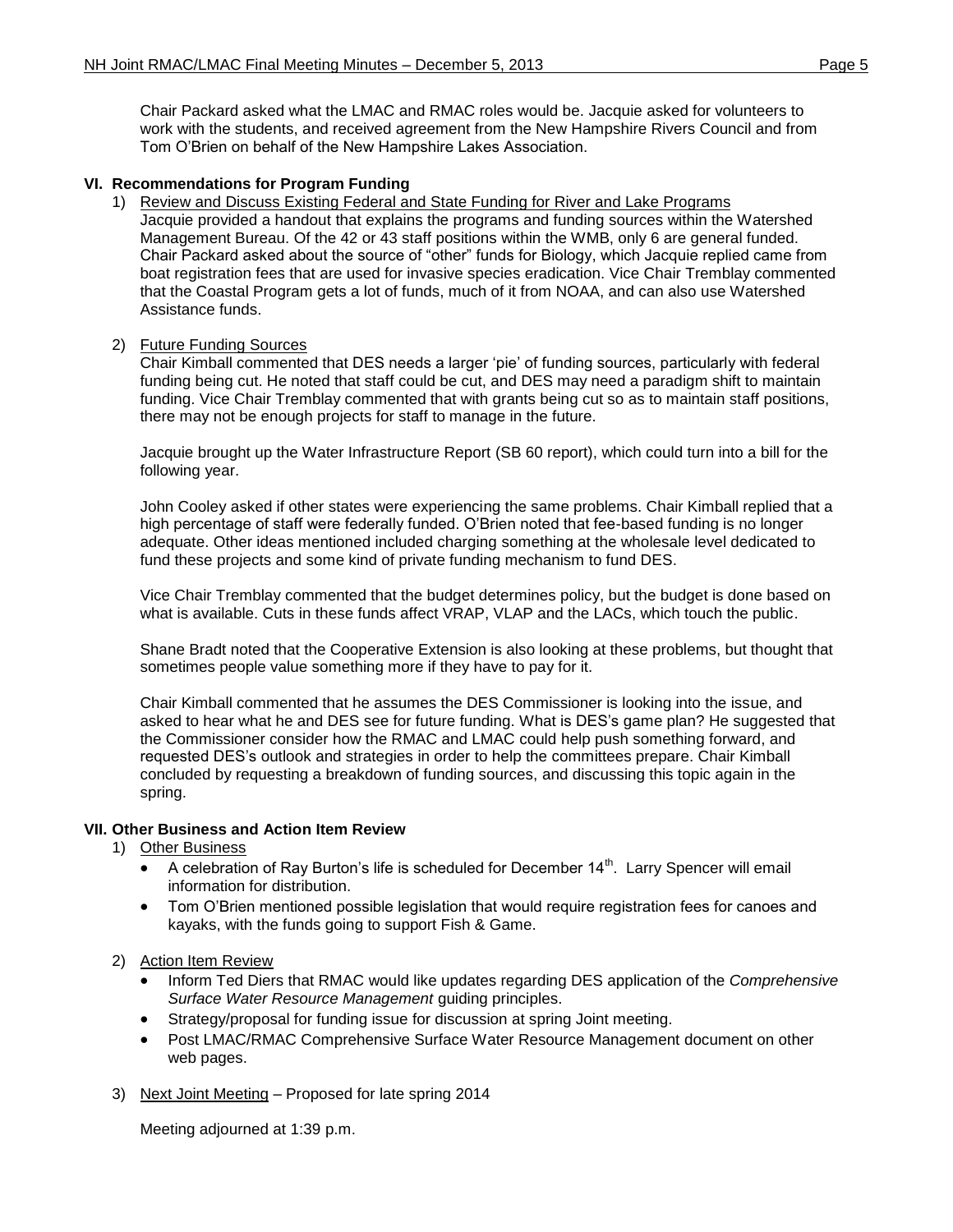Chair Packard asked what the LMAC and RMAC roles would be. Jacquie asked for volunteers to work with the students, and received agreement from the New Hampshire Rivers Council and from Tom O'Brien on behalf of the New Hampshire Lakes Association.

## VI. Recommendations for Program Funding

1) Review and Discuss Existing Federal and State Funding for River and Lake Programs
   Jacquie provided a handout that explains the programs and funding sources within the Watershed Management Bureau. Of the 42 or 43 staff positions within the WMB, only 6 are general funded. Chair Packard asked about the source of "other" funds for Biology, which Jacquie replied came from boat registration fees that are used for invasive species eradication. Vice Chair Tremblay commented that the Coastal Program gets a lot of funds, much of it from NOAA, and can also use Watershed Assistance funds.

2) Future Funding Sources
   Chair Kimball commented that DES needs a larger 'pie' of funding sources, particularly with federal funding being cut. He noted that staff could be cut, and DES may need a paradigm shift to maintain funding. Vice Chair Tremblay commented that with grants being cut so as to maintain staff positions, there may not be enough projects for staff to manage in the future.

   Jacquie brought up the Water Infrastructure Report (SB 60 report), which could turn into a bill for the following year.

   John Cooley asked if other states were experiencing the same problems. Chair Kimball replied that a high percentage of staff were federally funded. O'Brien noted that fee-based funding is no longer adequate. Other ideas mentioned included charging something at the wholesale level dedicated to fund these projects and some kind of private funding mechanism to fund DES.

   Vice Chair Tremblay commented that the budget determines policy, but the budget is done based on what is available. Cuts in these funds affect VRAP, VLAP and the LACs, which touch the public.

   Shane Bradt noted that the Cooperative Extension is also looking at these problems, but thought that sometimes people value something more if they have to pay for it.

   Chair Kimball commented that he assumes the DES Commissioner is looking into the issue, and asked to hear what he and DES see for future funding. What is DES's game plan? He suggested that the Commissioner consider how the RMAC and LMAC could help push something forward, and requested DES's outlook and strategies in order to help the committees prepare. Chair Kimball concluded by requesting a breakdown of funding sources, and discussing this topic again in the spring.

## VII. Other Business and Action Item Review

1) Other Business
   - A celebration of Ray Burton's life is scheduled for December 14th. Larry Spencer will email information for distribution.
   - Tom O'Brien mentioned possible legislation that would require registration fees for canoes and kayaks, with the funds going to support Fish & Game.

2) Action Item Review
   - Inform Ted Diers that RMAC would like updates regarding DES application of the *Comprehensive Surface Water Resource Management* guiding principles.
   - Strategy/proposal for funding issue for discussion at spring Joint meeting.
   - Post LMAC/RMAC Comprehensive Surface Water Resource Management document on other web pages.

3) Next Joint Meeting – Proposed for late spring 2014

   Meeting adjourned at 1:39 p.m.